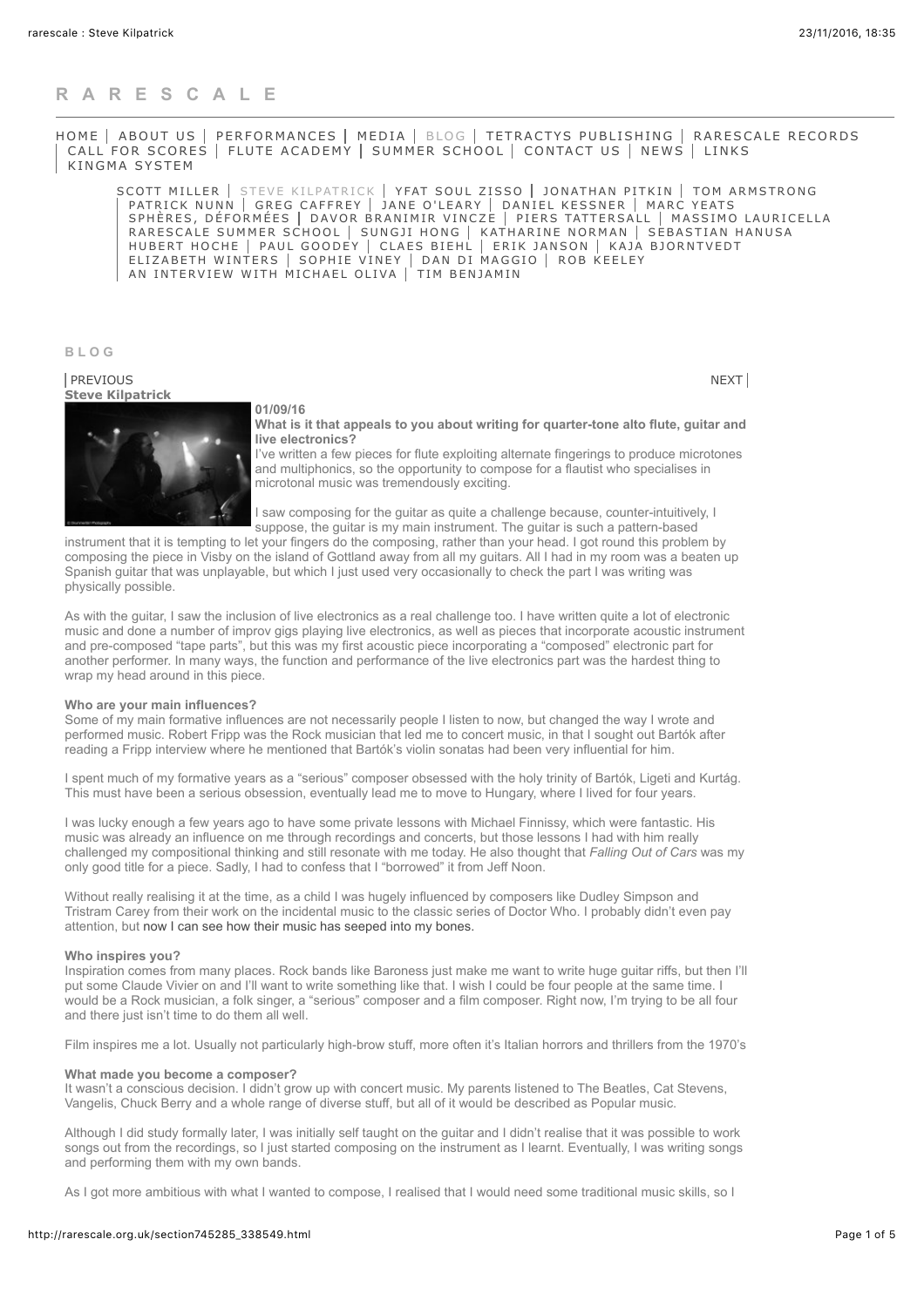# R A R E S C A L E

HOME | ABOUT US | PERFORMANCES | MEDIA | BLOG | TETRACTYS PUBLISHING | RARESCALE RECORDS | CALL FOR SCORES | FLUTE ACADEMY | SUMMER SCHOOL | CONTACT US | NEWS | LINKS | KINGMA SYSTEM

SCOTT MILLER | STEVE KILPATRICK | YFAT SOUL ZISSO | JONATHAN PITKIN | TOM ARMSTRONG | PATRICK NUNN | GREG CAFFREY | JANE O'LEARY | DANIEL KESSNER | MARC YEATS | SPHÈRES, DÉFORMÉES | DAVOR BRANIMIR VINCZE | PIERS TATTERSALL | MASSIMO LAURICELLA | RARESCALE SUMMER SCHOOL | SUNGJI HONG | KATHARINE NORMAN | SEBASTIAN HANUSA | HUBERT HOCHE | PAUL GOODEY | CLAES BIEHL | ERIK JANSON | KAJA BJORNTVEDT | ELIZABETH WINTERS | SOPHIE VINEY | DAN DI MAGGIO | ROB KEELEY | AN INTERVIEW WITH MICHAEL OLIVA | TIM BENJAMIN

## BLOG

| PREVIOUS NEXT |

**Steve Kilpatrick**

**01/09/16**

**What is it that appeals to you about writing for quarter-tone alto flute, guitar and live electronics?**

I've written a few pieces for flute exploiting alternate fingerings to produce microtones and multiphonics, so the opportunity to compose for a flautist who specialises in microtonal music was tremendously exciting.

I saw composing for the guitar as quite a challenge because, counter-intuitively, I suppose, the guitar is my main instrument. The guitar is such a pattern-based instrument that it is tempting to let your fingers do the composing, rather than your head. I got round this problem by composing the piece in Visby on the island of Gottland away from all my guitars. All I had in my room was a beaten up Spanish guitar that was unplayable, but which I just used very occasionally to check the part I was writing was physically possible.

As with the guitar, I saw the inclusion of live electronics as a real challenge too. I have written quite a lot of electronic music and done a number of improv gigs playing live electronics, as well as pieces that incorporate acoustic instrument and pre-composed "tape parts", but this was my first acoustic piece incorporating a "composed" electronic part for another performer. In many ways, the function and performance of the live electronics part was the hardest thing to wrap my head around in this piece.

**Who are your main influences?**

Some of my main formative influences are not necessarily people I listen to now, but changed the way I wrote and performed music. Robert Fripp was the Rock musician that led me to concert music, in that I sought out Bartók after reading a Fripp interview where he mentioned that Bartók's violin sonatas had been very influential for him.

I spent much of my formative years as a "serious" composer obsessed with the holy trinity of Bartók, Ligeti and Kurtág. This must have been a serious obsession, eventually lead me to move to Hungary, where I lived for four years.

I was lucky enough a few years ago to have some private lessons with Michael Finnissy, which were fantastic. His music was already an influence on me through recordings and concerts, but those lessons I had with him really challenged my compositional thinking and still resonate with me today. He also thought that *Falling Out of Cars* was my only good title for a piece. Sadly, I had to confess that I "borrowed" it from Jeff Noon.

Without really realising it at the time, as a child I was hugely influenced by composers like Dudley Simpson and Tristram Carey from their work on the incidental music to the classic series of Doctor Who. I probably didn't even pay attention, but now I can see how their music has seeped into my bones.

**Who inspires you?**

Inspiration comes from many places. Rock bands like Baroness just make me want to write huge guitar riffs, but then I'll put some Claude Vivier on and I'll want to write something like that. I wish I could be four people at the same time. I would be a Rock musician, a folk singer, a "serious" composer and a film composer. Right now, I'm trying to be all four and there just isn't time to do them all well.

Film inspires me a lot. Usually not particularly high-brow stuff, more often it's Italian horrors and thrillers from the 1970's

**What made you become a composer?**

It wasn't a conscious decision. I didn't grow up with concert music. My parents listened to The Beatles, Cat Stevens, Vangelis, Chuck Berry and a whole range of diverse stuff, but all of it would be described as Popular music.

Although I did study formally later, I was initially self taught on the guitar and I didn't realise that it was possible to work songs out from the recordings, so I just started composing on the instrument as I learnt. Eventually, I was writing songs and performing them with my own bands.

As I got more ambitious with what I wanted to compose, I realised that I would need some traditional music skills, so I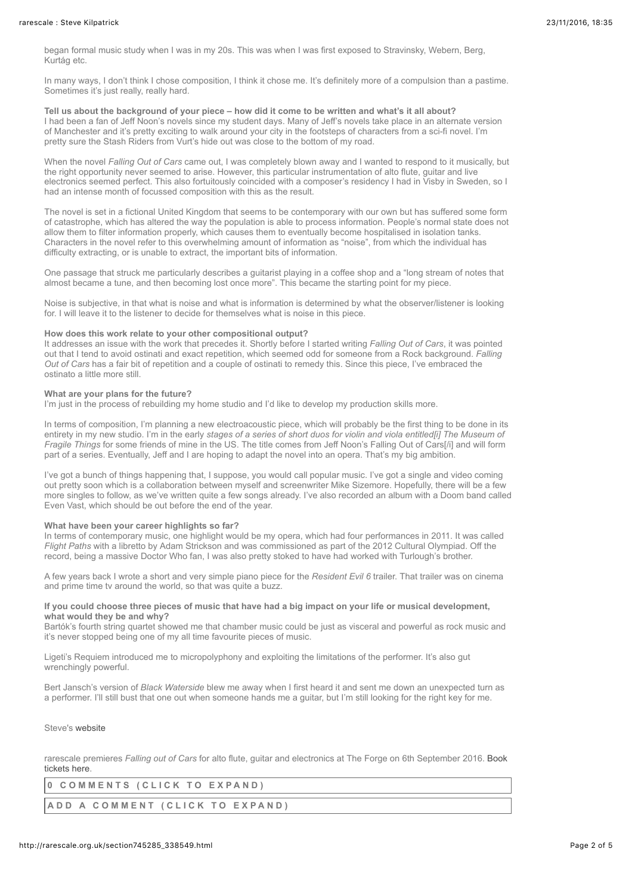began formal music study when I was in my 20s. This was when I was first exposed to Stravinsky, Webern, Berg, Kurtág etc.

In many ways, I don't think I chose composition, I think it chose me. It's definitely more of a compulsion than a pastime. Sometimes it's just really, really hard.

**Tell us about the background of your piece – how did it come to be written and what's it all about?**
I had been a fan of Jeff Noon's novels since my student days. Many of Jeff's novels take place in an alternate version of Manchester and it's pretty exciting to walk around your city in the footsteps of characters from a sci-fi novel. I'm pretty sure the Stash Riders from Vurt's hide out was close to the bottom of my road.

When the novel *Falling Out of Cars* came out, I was completely blown away and I wanted to respond to it musically, but the right opportunity never seemed to arise. However, this particular instrumentation of alto flute, guitar and live electronics seemed perfect. This also fortuitously coincided with a composer's residency I had in Visby in Sweden, so I had an intense month of focussed composition with this as the result.

The novel is set in a fictional United Kingdom that seems to be contemporary with our own but has suffered some form of catastrophe, which has altered the way the population is able to process information. People's normal state does not allow them to filter information properly, which causes them to eventually become hospitalised in isolation tanks. Characters in the novel refer to this overwhelming amount of information as "noise", from which the individual has difficulty extracting, or is unable to extract, the important bits of information.

One passage that struck me particularly describes a guitarist playing in a coffee shop and a "long stream of notes that almost became a tune, and then becoming lost once more". This became the starting point for my piece.

Noise is subjective, in that what is noise and what is information is determined by what the observer/listener is looking for. I will leave it to the listener to decide for themselves what is noise in this piece.

**How does this work relate to your other compositional output?**
It addresses an issue with the work that precedes it. Shortly before I started writing *Falling Out of Cars*, it was pointed out that I tend to avoid ostinati and exact repetition, which seemed odd for someone from a Rock background. *Falling Out of Cars* has a fair bit of repetition and a couple of ostinati to remedy this. Since this piece, I've embraced the ostinato a little more still.

**What are your plans for the future?**
I'm just in the process of rebuilding my home studio and I'd like to develop my production skills more.

In terms of composition, I'm planning a new electroacoustic piece, which will probably be the first thing to be done in its entirety in my new studio. I'm in the early *stages of a series of short duos for violin and viola entitled[i] The Museum of Fragile Things* for some friends of mine in the US. The title comes from Jeff Noon's Falling Out of Cars[/i] and will form part of a series. Eventually, Jeff and I are hoping to adapt the novel into an opera. That's my big ambition.

I've got a bunch of things happening that, I suppose, you would call popular music. I've got a single and video coming out pretty soon which is a collaboration between myself and screenwriter Mike Sizemore. Hopefully, there will be a few more singles to follow, as we've written quite a few songs already. I've also recorded an album with a Doom band called Even Vast, which should be out before the end of the year.

**What have been your career highlights so far?**
In terms of contemporary music, one highlight would be my opera, which had four performances in 2011. It was called *Flight Paths* with a libretto by Adam Strickson and was commissioned as part of the 2012 Cultural Olympiad. Off the record, being a massive Doctor Who fan, I was also pretty stoked to have had worked with Turlough's brother.

A few years back I wrote a short and very simple piano piece for the *Resident Evil 6* trailer. That trailer was on cinema and prime time tv around the world, so that was quite a buzz.

**If you could choose three pieces of music that have had a big impact on your life or musical development, what would they be and why?**
Bartók's fourth string quartet showed me that chamber music could be just as visceral and powerful as rock music and it's never stopped being one of my all time favourite pieces of music.

Ligeti's Requiem introduced me to micropolyphony and exploiting the limitations of the performer. It's also gut wrenchingly powerful.

Bert Jansch's version of *Black Waterside* blew me away when I first heard it and sent me down an unexpected turn as a performer. I'll still bust that one out when someone hands me a guitar, but I'm still looking for the right key for me.

Steve's website

rarescale premieres *Falling out of Cars* for alto flute, guitar and electronics at The Forge on 6th September 2016. Book tickets here.

0 COMMENTS (CLICK TO EXPAND)

ADD A COMMENT (CLICK TO EXPAND)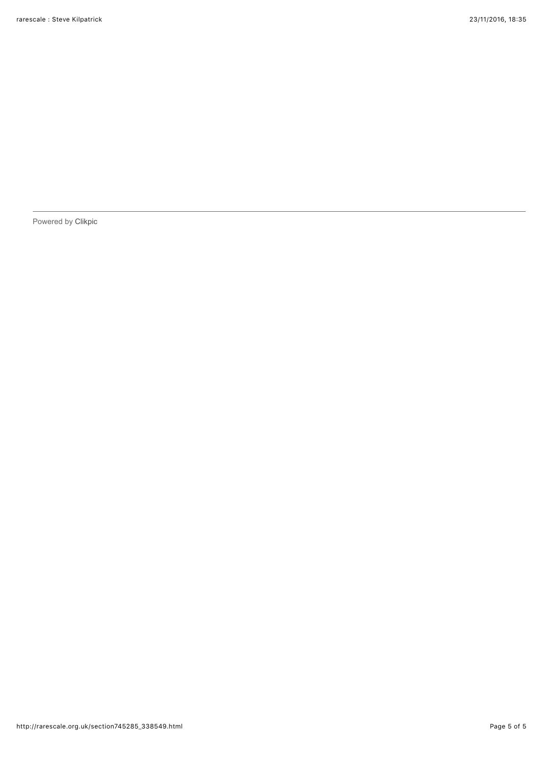Powered by Clikpic